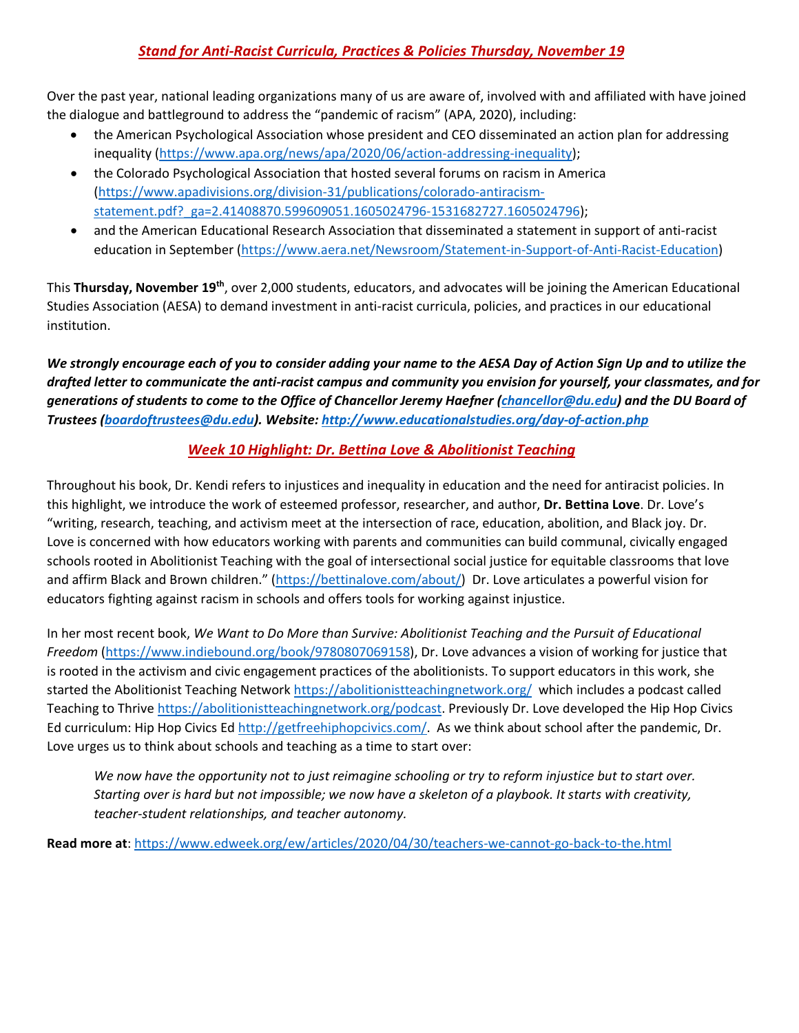## *Stand for Anti-Racist Curricula, Practices & Policies Thursday, November 19*

Over the past year, national leading organizations many of us are aware of, involved with and affiliated with have joined the dialogue and battleground to address the "pandemic of racism" (APA, 2020), including:

- the American Psychological Association whose president and CEO disseminated an action plan for addressing inequality (https://www.apa.org/news/apa/2020/06/action-addressing-inequality);
- the Colorado Psychological Association that hosted several forums on racism in America (https://www.apadivisions.org/division-31/publications/colorado-antiracism-statement.pdf?_ga=2.41408870.599609051.1605024796-1531682727.1605024796);
- and the American Educational Research Association that disseminated a statement in support of anti-racist education in September (https://www.aera.net/Newsroom/Statement-in-Support-of-Anti-Racist-Education)

This **Thursday, November 19th**, over 2,000 students, educators, and advocates will be joining the American Educational Studies Association (AESA) to demand investment in anti-racist curricula, policies, and practices in our educational institution.

***We strongly encourage each of you to consider adding your name to the AESA Day of Action Sign Up and to utilize the drafted letter to communicate the anti-racist campus and community you envision for yourself, your classmates, and for generations of students to come to the Office of Chancellor Jeremy Haefner (chancellor@du.edu) and the DU Board of Trustees (boardoftrustees@du.edu). Website: http://www.educationalstudies.org/day-of-action.php***

## *Week 10 Highlight: Dr. Bettina Love & Abolitionist Teaching*

Throughout his book, Dr. Kendi refers to injustices and inequality in education and the need for antiracist policies. In this highlight, we introduce the work of esteemed professor, researcher, and author, **Dr. Bettina Love**. Dr. Love's "writing, research, teaching, and activism meet at the intersection of race, education, abolition, and Black joy. Dr. Love is concerned with how educators working with parents and communities can build communal, civically engaged schools rooted in Abolitionist Teaching with the goal of intersectional social justice for equitable classrooms that love and affirm Black and Brown children." (https://bettinalove.com/about/) Dr. Love articulates a powerful vision for educators fighting against racism in schools and offers tools for working against injustice.

In her most recent book, *We Want to Do More than Survive: Abolitionist Teaching and the Pursuit of Educational Freedom* (https://www.indiebound.org/book/9780807069158), Dr. Love advances a vision of working for justice that is rooted in the activism and civic engagement practices of the abolitionists. To support educators in this work, she started the Abolitionist Teaching Network https://abolitionistteachingnetwork.org/ which includes a podcast called Teaching to Thrive https://abolitionistteachingnetwork.org/podcast. Previously Dr. Love developed the Hip Hop Civics Ed curriculum: Hip Hop Civics Ed http://getfreehiphopcivics.com/. As we think about school after the pandemic, Dr. Love urges us to think about schools and teaching as a time to start over:

> *We now have the opportunity not to just reimagine schooling or try to reform injustice but to start over. Starting over is hard but not impossible; we now have a skeleton of a playbook. It starts with creativity, teacher-student relationships, and teacher autonomy.*

**Read more at**: https://www.edweek.org/ew/articles/2020/04/30/teachers-we-cannot-go-back-to-the.html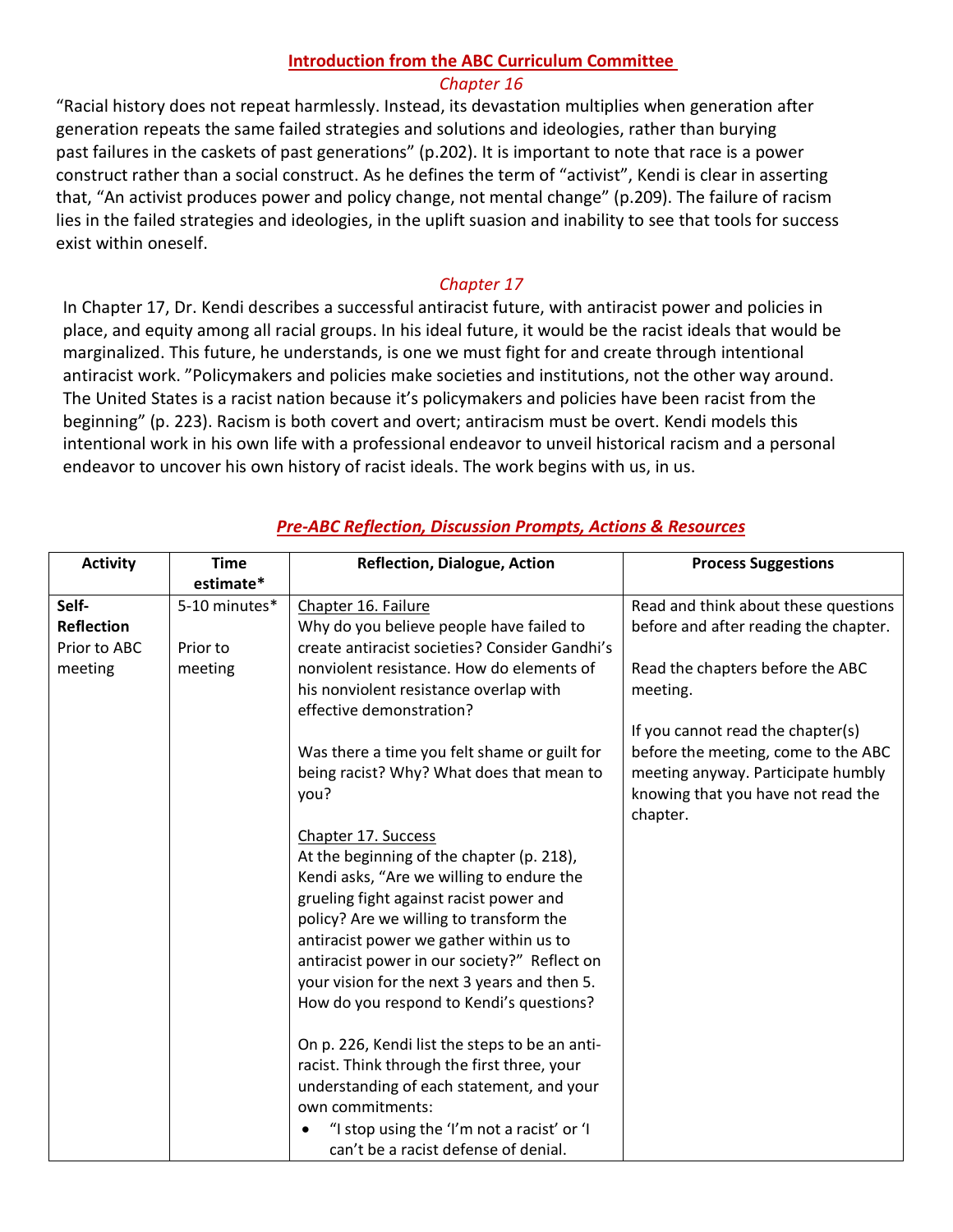## Introduction from the ABC Curriculum Committee

### *Chapter 16*

"Racial history does not repeat harmlessly. Instead, its devastation multiplies when generation after generation repeats the same failed strategies and solutions and ideologies, rather than burying past failures in the caskets of past generations" (p.202). It is important to note that race is a power construct rather than a social construct. As he defines the term of "activist", Kendi is clear in asserting that, "An activist produces power and policy change, not mental change" (p.209). The failure of racism lies in the failed strategies and ideologies, in the uplift suasion and inability to see that tools for success exist within oneself.

### *Chapter 17*

In Chapter 17, Dr. Kendi describes a successful antiracist future, with antiracist power and policies in place, and equity among all racial groups. In his ideal future, it would be the racist ideals that would be marginalized. This future, he understands, is one we must fight for and create through intentional antiracist work. "Policymakers and policies make societies and institutions, not the other way around. The United States is a racist nation because it's policymakers and policies have been racist from the beginning" (p. 223). Racism is both covert and overt; antiracism must be overt. Kendi models this intentional work in his own life with a professional endeavor to unveil historical racism and a personal endeavor to uncover his own history of racist ideals. The work begins with us, in us.

## *Pre-ABC Reflection, Discussion Prompts, Actions & Resources*

| Activity | Time estimate* | Reflection, Dialogue, Action | Process Suggestions |
|---|---|---|---|
| **Self-Reflection** Prior to ABC meeting | 5-10 minutes* <br><br> Prior to meeting | <u>Chapter 16. Failure</u><br>Why do you believe people have failed to create antiracist societies? Consider Gandhi's nonviolent resistance. How do elements of his nonviolent resistance overlap with effective demonstration?<br><br>Was there a time you felt shame or guilt for being racist? Why? What does that mean to you?<br><br><u>Chapter 17. Success</u><br>At the beginning of the chapter (p. 218), Kendi asks, "Are we willing to endure the grueling fight against racist power and policy? Are we willing to transform the antiracist power we gather within us to antiracist power in our society?" Reflect on your vision for the next 3 years and then 5. How do you respond to Kendi's questions?<br><br>On p. 226, Kendi list the steps to be an anti-racist. Think through the first three, your understanding of each statement, and your own commitments:<br>• "I stop using the 'I'm not a racist' or 'I can't be a racist defense of denial. | Read and think about these questions before and after reading the chapter.<br><br>Read the chapters before the ABC meeting.<br><br>If you cannot read the chapter(s) before the meeting, come to the ABC meeting anyway. Participate humbly knowing that you have not read the chapter. |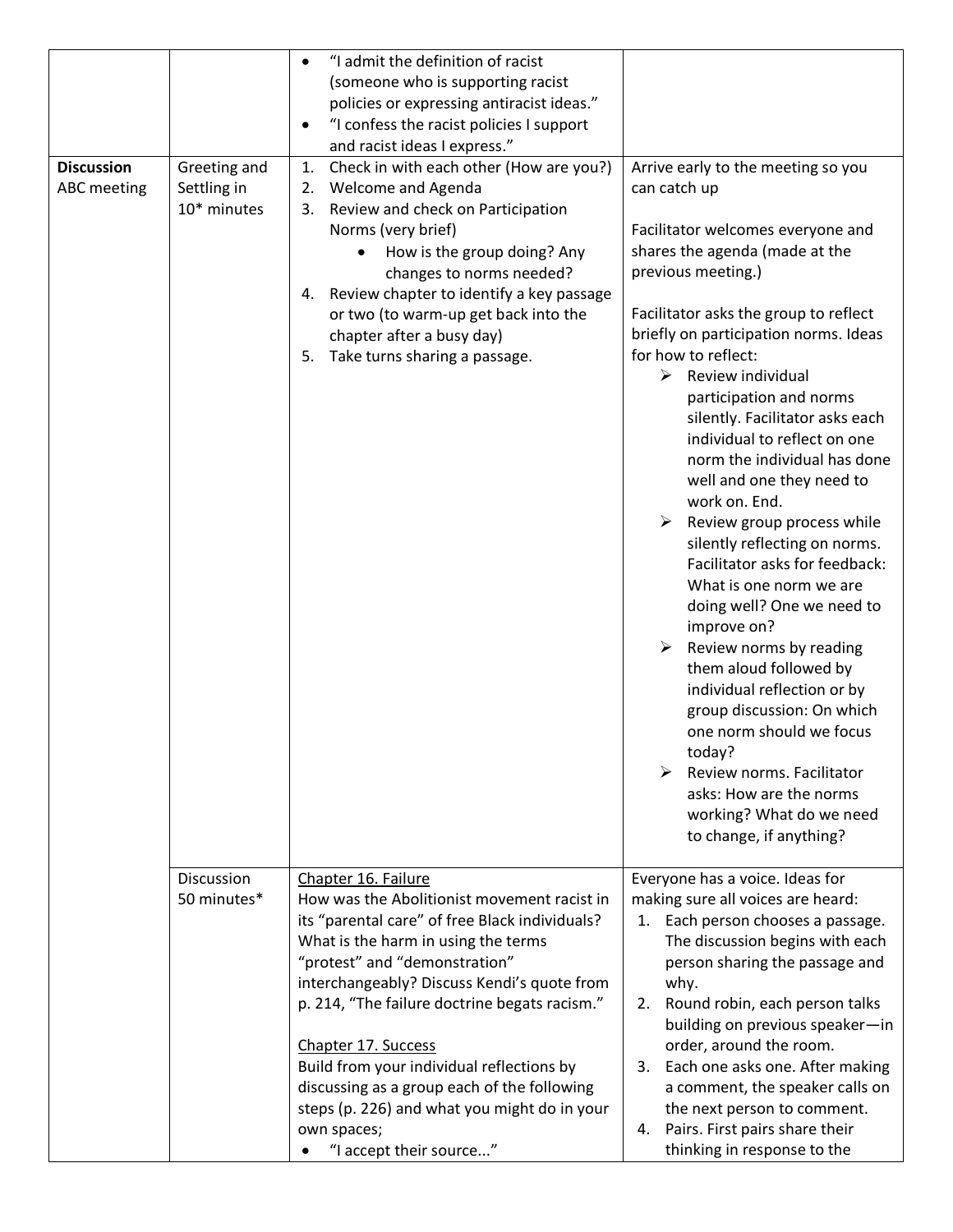| | | | |
|---|---|---|---|
| | | • "I admit the definition of racist (someone who is supporting racist policies or expressing antiracist ideas."<br>• "I confess the racist policies I support and racist ideas I express." | |
| **Discussion** ABC meeting | Greeting and Settling in 10* minutes | 1. Check in with each other (How are you?)<br>2. Welcome and Agenda<br>3. Review and check on Participation Norms (very brief)<br>  • How is the group doing? Any changes to norms needed?<br>4. Review chapter to identify a key passage or two (to warm-up get back into the chapter after a busy day)<br>5. Take turns sharing a passage. | Arrive early to the meeting so you can catch up<br><br>Facilitator welcomes everyone and shares the agenda (made at the previous meeting.)<br><br>Facilitator asks the group to reflect briefly on participation norms. Ideas for how to reflect:<br>➢ Review individual participation and norms silently. Facilitator asks each individual to reflect on one norm the individual has done well and one they need to work on. End.<br>➢ Review group process while silently reflecting on norms. Facilitator asks for feedback: What is one norm we are doing well? One we need to improve on?<br>➢ Review norms by reading them aloud followed by individual reflection or by group discussion: On which one norm should we focus today?<br>➢ Review norms. Facilitator asks: How are the norms working? What do we need to change, if anything? |
| | Discussion 50 minutes* | <u>Chapter 16. Failure</u><br>How was the Abolitionist movement racist in its "parental care" of free Black individuals? What is the harm in using the terms "protest" and "demonstration" interchangeably? Discuss Kendi's quote from p. 214, "The failure doctrine begats racism."<br><br><u>Chapter 17. Success</u><br>Build from your individual reflections by discussing as a group each of the following steps (p. 226) and what you might do in your own spaces;<br>• "I accept their source..." | Everyone has a voice. Ideas for making sure all voices are heard:<br>1. Each person chooses a passage. The discussion begins with each person sharing the passage and why.<br>2. Round robin, each person talks building on previous speaker—in order, around the room.<br>3. Each one asks one. After making a comment, the speaker calls on the next person to comment.<br>4. Pairs. First pairs share their thinking in response to the |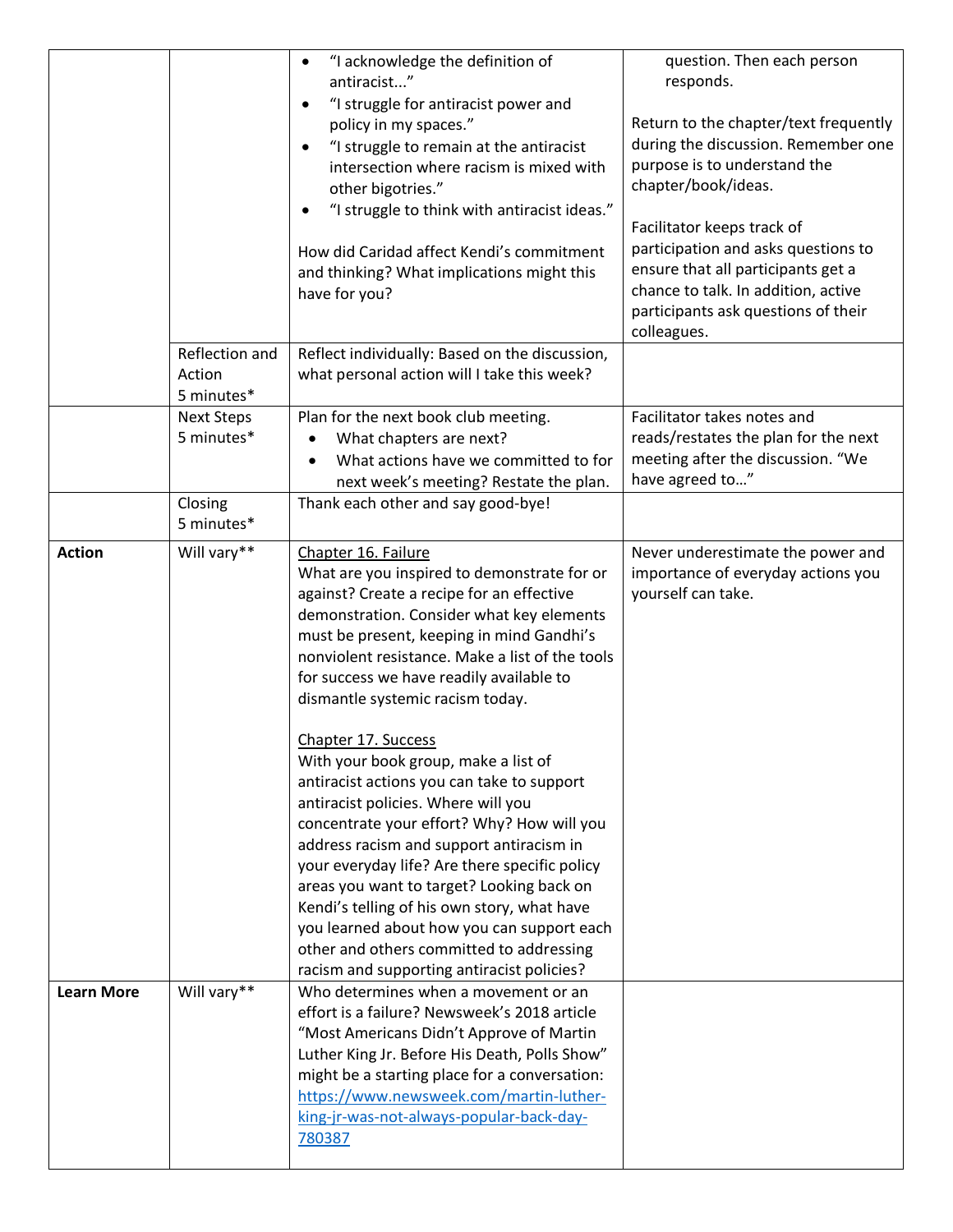| | | | |
|---|---|---|---|
| | | • "I acknowledge the definition of antiracist..."<br>• "I struggle for antiracist power and policy in my spaces."<br>• "I struggle to remain at the antiracist intersection where racism is mixed with other bigotries."<br>• "I struggle to think with antiracist ideas."<br><br>How did Caridad affect Kendi's commitment and thinking? What implications might this have for you? | question. Then each person responds.<br><br>Return to the chapter/text frequently during the discussion. Remember one purpose is to understand the chapter/book/ideas.<br><br>Facilitator keeps track of participation and asks questions to ensure that all participants get a chance to talk. In addition, active participants ask questions of their colleagues. |
| | Reflection and Action<br>5 minutes* | Reflect individually: Based on the discussion, what personal action will I take this week? | |
| | Next Steps<br>5 minutes* | Plan for the next book club meeting.<br>• What chapters are next?<br>• What actions have we committed to for next week's meeting? Restate the plan. | Facilitator takes notes and reads/restates the plan for the next meeting after the discussion. "We have agreed to…" |
| | Closing<br>5 minutes* | Thank each other and say good-bye! | |
| **Action** | Will vary** | <u>Chapter 16. Failure</u><br>What are you inspired to demonstrate for or against? Create a recipe for an effective demonstration. Consider what key elements must be present, keeping in mind Gandhi's nonviolent resistance. Make a list of the tools for success we have readily available to dismantle systemic racism today.<br><br><u>Chapter 17. Success</u><br>With your book group, make a list of antiracist actions you can take to support antiracist policies. Where will you concentrate your effort? Why? How will you address racism and support antiracism in your everyday life? Are there specific policy areas you want to target? Looking back on Kendi's telling of his own story, what have you learned about how you can support each other and others committed to addressing racism and supporting antiracist policies? | Never underestimate the power and importance of everyday actions you yourself can take. |
| **Learn More** | Will vary** | Who determines when a movement or an effort is a failure? Newsweek's 2018 article "Most Americans Didn't Approve of Martin Luther King Jr. Before His Death, Polls Show" might be a starting place for a conversation: https://www.newsweek.com/martin-luther-king-jr-was-not-always-popular-back-day-780387 | |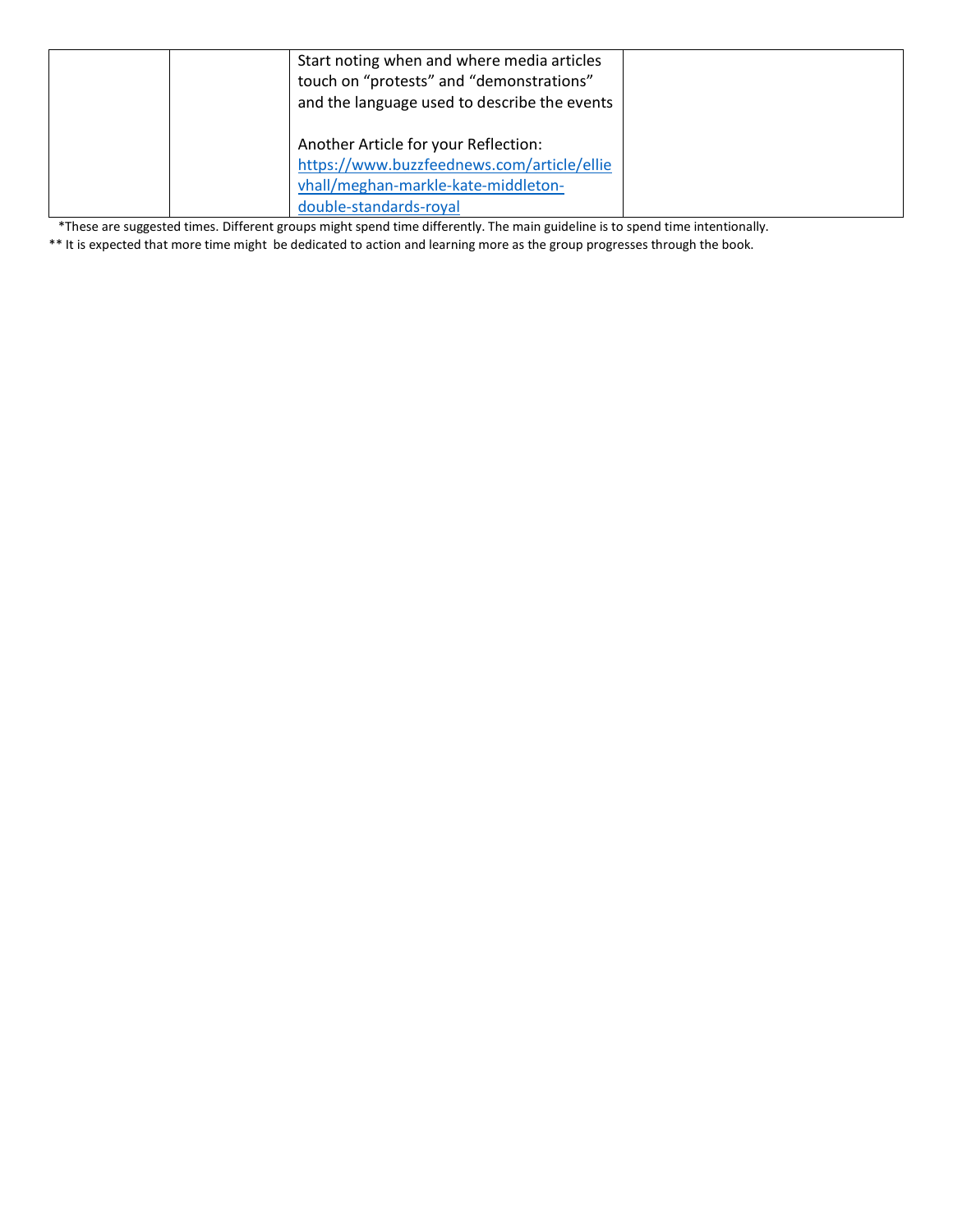| | | | |
|---|---|---|---|
| | | Start noting when and where media articles touch on "protests" and "demonstrations" and the language used to describe the events<br><br>Another Article for your Reflection: https://www.buzzfeednews.com/article/ellievhall/meghan-markle-kate-middleton-double-standards-royal | |

*These are suggested times. Different groups might spend time differently. The main guideline is to spend time intentionally.

** It is expected that more time might be dedicated to action and learning more as the group progresses through the book.